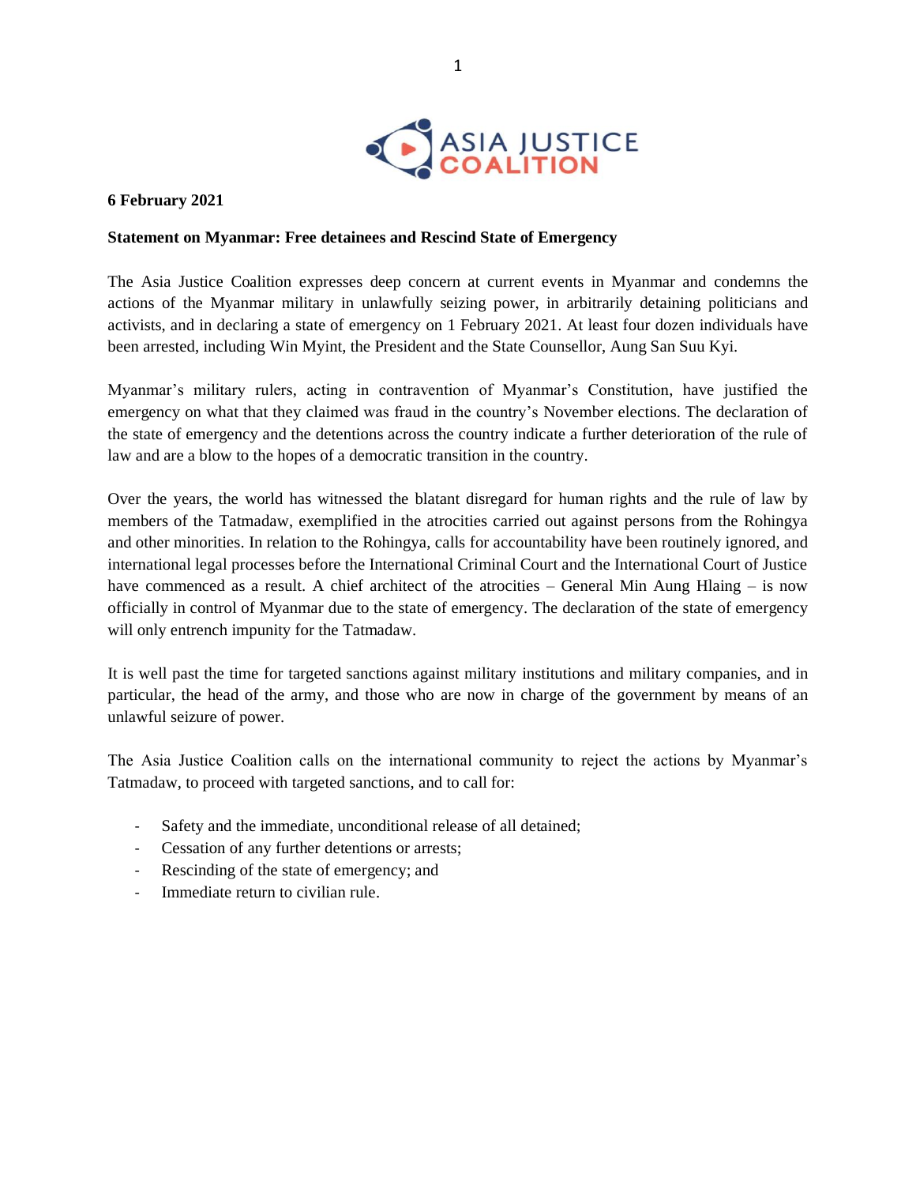**6 February 2021**

**Statement on Myanmar: Free detainees and Rescind State of Emergency**

The Asia Justice Coalition expresses deep concern at current events in Myanmar and condemns the actions of the Myanmar military in unlawfully seizing power, in arbitrarily detaining politicians and activists, and in declaring a state of emergency on 1 February 2021. At least four dozen individuals have been arrested, including Win Myint, the President and the State Counsellor, Aung San Suu Kyi.

Myanmar's military rulers, acting in contravention of Myanmar's Constitution, have justified the emergency on what that they claimed was fraud in the country's November elections. The declaration of the state of emergency and the detentions across the country indicate a further deterioration of the rule of law and are a blow to the hopes of a democratic transition in the country.

Over the years, the world has witnessed the blatant disregard for human rights and the rule of law by members of the Tatmadaw, exemplified in the atrocities carried out against persons from the Rohingya and other minorities. In relation to the Rohingya, calls for accountability have been routinely ignored, and international legal processes before the International Criminal Court and the International Court of Justice have commenced as a result. A chief architect of the atrocities – General Min Aung Hlaing – is now officially in control of Myanmar due to the state of emergency. The declaration of the state of emergency will only entrench impunity for the Tatmadaw.

It is well past the time for targeted sanctions against military institutions and military companies, and in particular, the head of the army, and those who are now in charge of the government by means of an unlawful seizure of power.

The Asia Justice Coalition calls on the international community to reject the actions by Myanmar's Tatmadaw, to proceed with targeted sanctions, and to call for:

- Safety and the immediate, unconditional release of all detained;
- Cessation of any further detentions or arrests;
- Rescinding of the state of emergency; and
- Immediate return to civilian rule.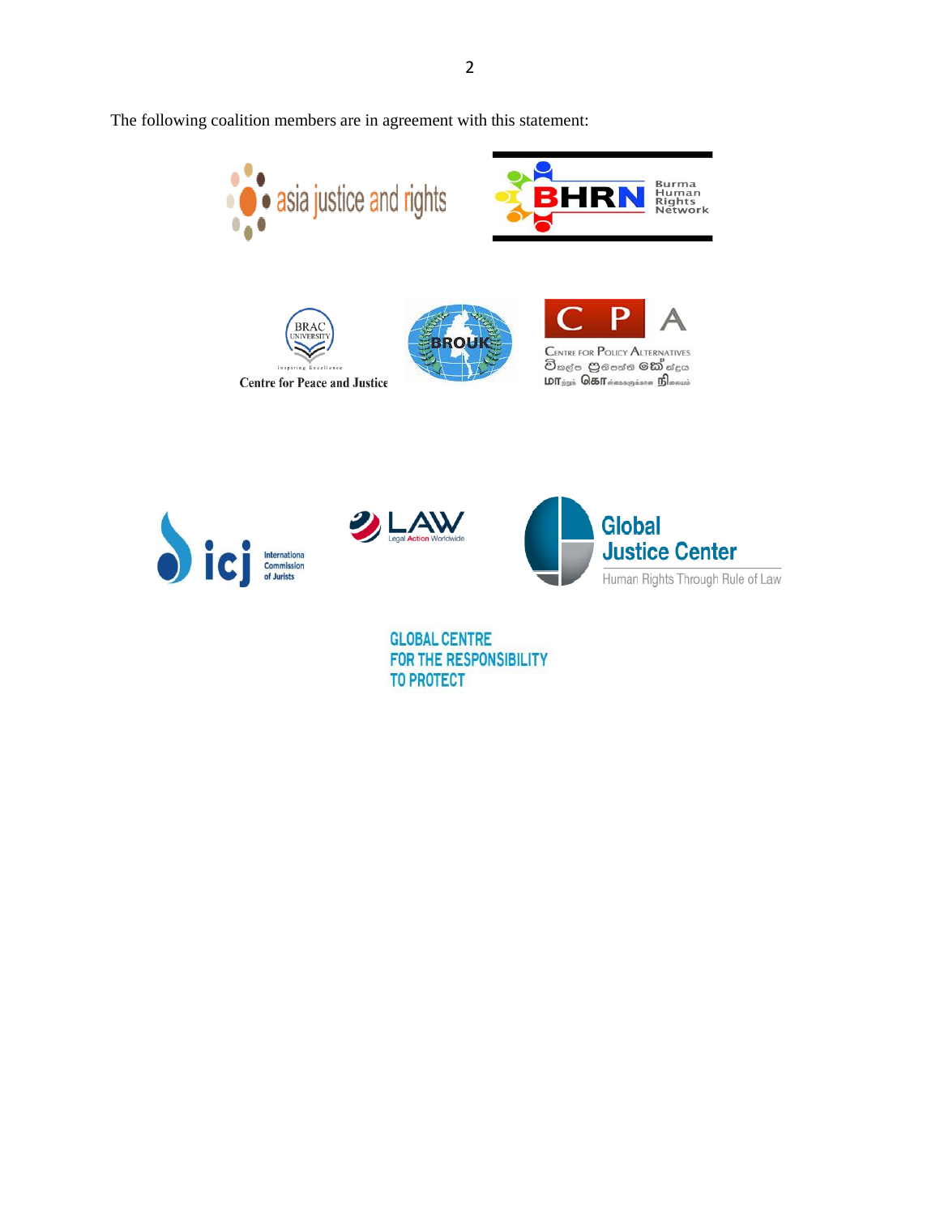The following coalition members are in agreement with this statement:

asia justice and rights

BHRN Burma Human Rights Network

BRAC UNIVERSITY Inspiring Excellence
Centre for Peace and Justice

BROUK

CPA
Centre for Policy Alternatives
විකල්ප ප්‍රතිපත්ති කේන්ද්‍රය
மாற்றுக் கொள்கைகளுக்கான நிலையம்

icj International Commission of Jurists

LAW Legal Action Worldwide

Global Justice Center
Human Rights Through Rule of Law

GLOBAL CENTRE
FOR THE RESPONSIBILITY
TO PROTECT